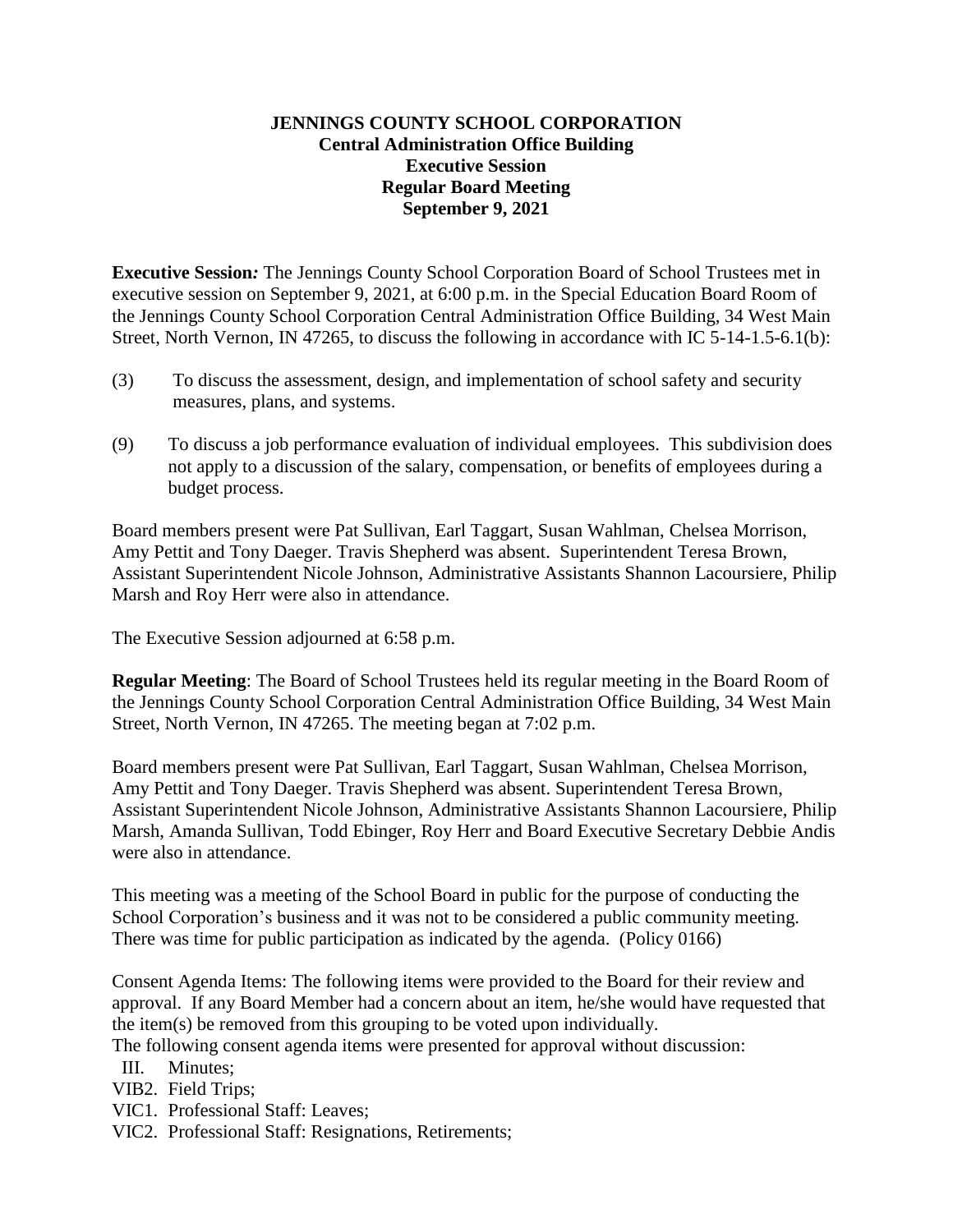# JENNINGS COUNTY SCHOOL CORPORATION
## Central Administration Office Building
## Executive Session
## Regular Board Meeting
## September 9, 2021

**Executive Session*:*** The Jennings County School Corporation Board of School Trustees met in executive session on September 9, 2021, at 6:00 p.m. in the Special Education Board Room of the Jennings County School Corporation Central Administration Office Building, 34 West Main Street, North Vernon, IN 47265, to discuss the following in accordance with IC 5-14-1.5-6.1(b):

(3) To discuss the assessment, design, and implementation of school safety and security measures, plans, and systems.

(9) To discuss a job performance evaluation of individual employees. This subdivision does not apply to a discussion of the salary, compensation, or benefits of employees during a budget process.

Board members present were Pat Sullivan, Earl Taggart, Susan Wahlman, Chelsea Morrison, Amy Pettit and Tony Daeger. Travis Shepherd was absent. Superintendent Teresa Brown, Assistant Superintendent Nicole Johnson, Administrative Assistants Shannon Lacoursiere, Philip Marsh and Roy Herr were also in attendance.

The Executive Session adjourned at 6:58 p.m.

**Regular Meeting**: The Board of School Trustees held its regular meeting in the Board Room of the Jennings County School Corporation Central Administration Office Building, 34 West Main Street, North Vernon, IN 47265. The meeting began at 7:02 p.m.

Board members present were Pat Sullivan, Earl Taggart, Susan Wahlman, Chelsea Morrison, Amy Pettit and Tony Daeger. Travis Shepherd was absent. Superintendent Teresa Brown, Assistant Superintendent Nicole Johnson, Administrative Assistants Shannon Lacoursiere, Philip Marsh, Amanda Sullivan, Todd Ebinger, Roy Herr and Board Executive Secretary Debbie Andis were also in attendance.

This meeting was a meeting of the School Board in public for the purpose of conducting the School Corporation's business and it was not to be considered a public community meeting. There was time for public participation as indicated by the agenda. (Policy 0166)

Consent Agenda Items: The following items were provided to the Board for their review and approval. If any Board Member had a concern about an item, he/she would have requested that the item(s) be removed from this grouping to be voted upon individually.

The following consent agenda items were presented for approval without discussion:

III. Minutes;
VIB2. Field Trips;
VIC1. Professional Staff: Leaves;
VIC2. Professional Staff: Resignations, Retirements;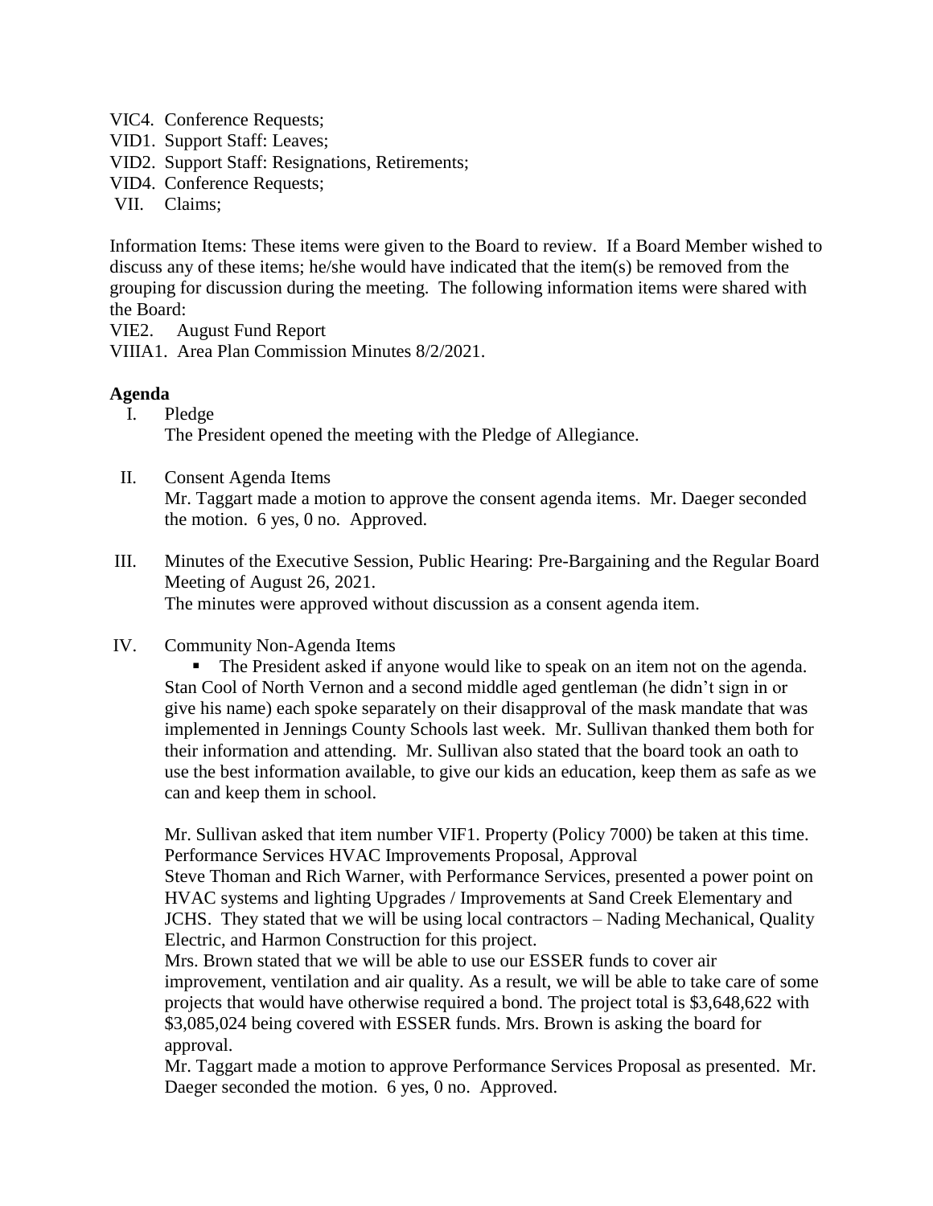VIC4. Conference Requests;  
VID1. Support Staff: Leaves;  
VID2. Support Staff: Resignations, Retirements;  
VID4. Conference Requests;  
VII. Claims;

Information Items: These items were given to the Board to review. If a Board Member wished to discuss any of these items; he/she would have indicated that the item(s) be removed from the grouping for discussion during the meeting. The following information items were shared with the Board:

VIE2. August Fund Report  
VIIIA1. Area Plan Commission Minutes 8/2/2021.

**Agenda**

I. Pledge  
The President opened the meeting with the Pledge of Allegiance.

II. Consent Agenda Items  
Mr. Taggart made a motion to approve the consent agenda items. Mr. Daeger seconded the motion. 6 yes, 0 no. Approved.

III. Minutes of the Executive Session, Public Hearing: Pre-Bargaining and the Regular Board Meeting of August 26, 2021.  
The minutes were approved without discussion as a consent agenda item.

IV. Community Non-Agenda Items

- The President asked if anyone would like to speak on an item not on the agenda. Stan Cool of North Vernon and a second middle aged gentleman (he didn't sign in or give his name) each spoke separately on their disapproval of the mask mandate that was implemented in Jennings County Schools last week. Mr. Sullivan thanked them both for their information and attending. Mr. Sullivan also stated that the board took an oath to use the best information available, to give our kids an education, keep them as safe as we can and keep them in school.

Mr. Sullivan asked that item number VIF1. Property (Policy 7000) be taken at this time.  
Performance Services HVAC Improvements Proposal, Approval  
Steve Thoman and Rich Warner, with Performance Services, presented a power point on HVAC systems and lighting Upgrades / Improvements at Sand Creek Elementary and JCHS. They stated that we will be using local contractors – Nading Mechanical, Quality Electric, and Harmon Construction for this project.  
Mrs. Brown stated that we will be able to use our ESSER funds to cover air improvement, ventilation and air quality. As a result, we will be able to take care of some projects that would have otherwise required a bond. The project total is $3,648,622 with $3,085,024 being covered with ESSER funds. Mrs. Brown is asking the board for approval.  
Mr. Taggart made a motion to approve Performance Services Proposal as presented. Mr. Daeger seconded the motion. 6 yes, 0 no. Approved.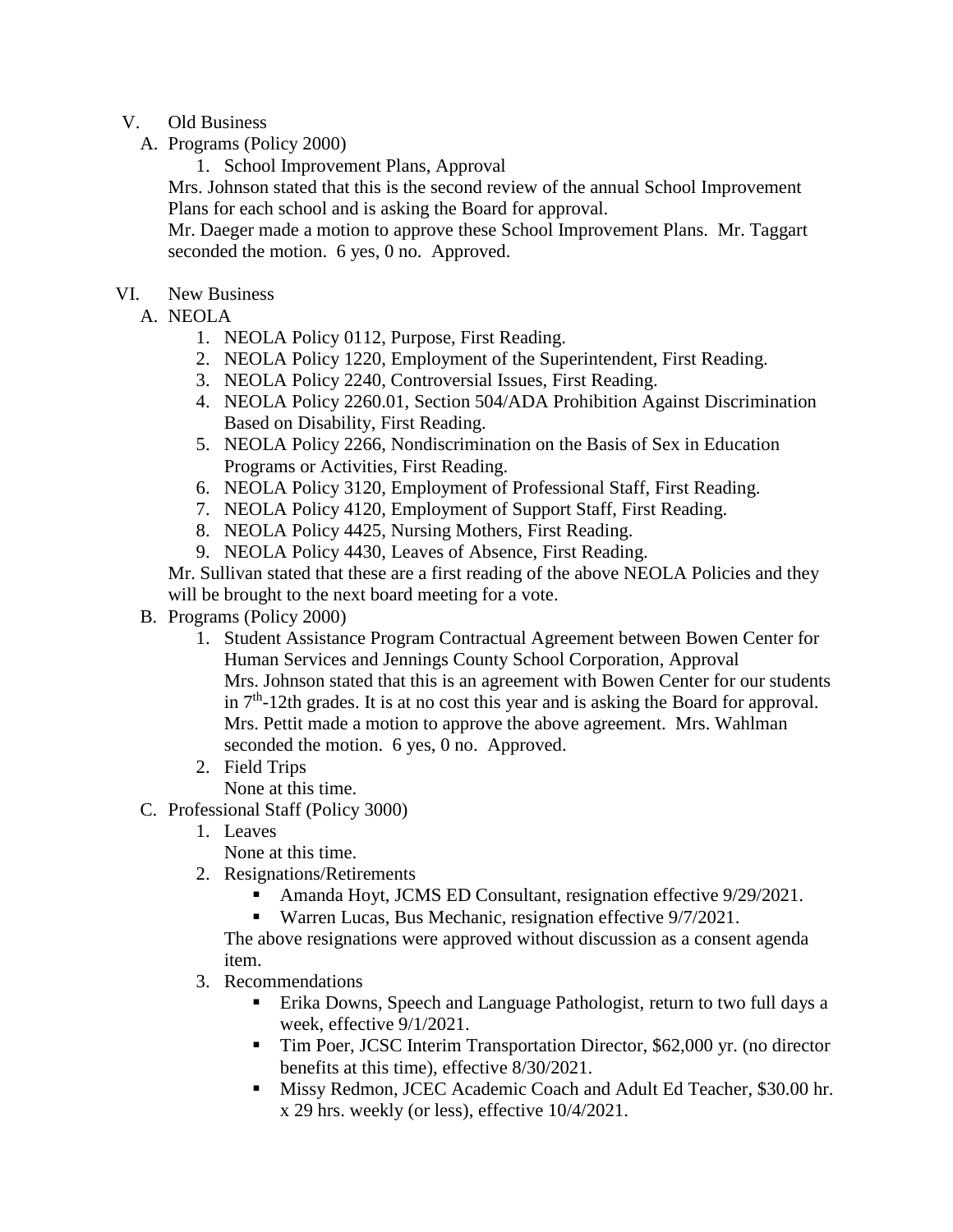V. Old Business

A. Programs (Policy 2000)

1. School Improvement Plans, Approval

Mrs. Johnson stated that this is the second review of the annual School Improvement Plans for each school and is asking the Board for approval.

Mr. Daeger made a motion to approve these School Improvement Plans. Mr. Taggart seconded the motion. 6 yes, 0 no. Approved.

VI. New Business

A. NEOLA

1. NEOLA Policy 0112, Purpose, First Reading.
2. NEOLA Policy 1220, Employment of the Superintendent, First Reading.
3. NEOLA Policy 2240, Controversial Issues, First Reading.
4. NEOLA Policy 2260.01, Section 504/ADA Prohibition Against Discrimination Based on Disability, First Reading.
5. NEOLA Policy 2266, Nondiscrimination on the Basis of Sex in Education Programs or Activities, First Reading.
6. NEOLA Policy 3120, Employment of Professional Staff, First Reading.
7. NEOLA Policy 4120, Employment of Support Staff, First Reading.
8. NEOLA Policy 4425, Nursing Mothers, First Reading.
9. NEOLA Policy 4430, Leaves of Absence, First Reading.

Mr. Sullivan stated that these are a first reading of the above NEOLA Policies and they will be brought to the next board meeting for a vote.

B. Programs (Policy 2000)

1. Student Assistance Program Contractual Agreement between Bowen Center for Human Services and Jennings County School Corporation, Approval

   Mrs. Johnson stated that this is an agreement with Bowen Center for our students in 7th-12th grades. It is at no cost this year and is asking the Board for approval.
   Mrs. Pettit made a motion to approve the above agreement. Mrs. Wahlman seconded the motion. 6 yes, 0 no. Approved.

2. Field Trips

   None at this time.

C. Professional Staff (Policy 3000)

1. Leaves

   None at this time.

2. Resignations/Retirements

   - Amanda Hoyt, JCMS ED Consultant, resignation effective 9/29/2021.
   - Warren Lucas, Bus Mechanic, resignation effective 9/7/2021.

   The above resignations were approved without discussion as a consent agenda item.

3. Recommendations

   - Erika Downs, Speech and Language Pathologist, return to two full days a week, effective 9/1/2021.
   - Tim Poer, JCSC Interim Transportation Director, $62,000 yr. (no director benefits at this time), effective 8/30/2021.
   - Missy Redmon, JCEC Academic Coach and Adult Ed Teacher, $30.00 hr. x 29 hrs. weekly (or less), effective 10/4/2021.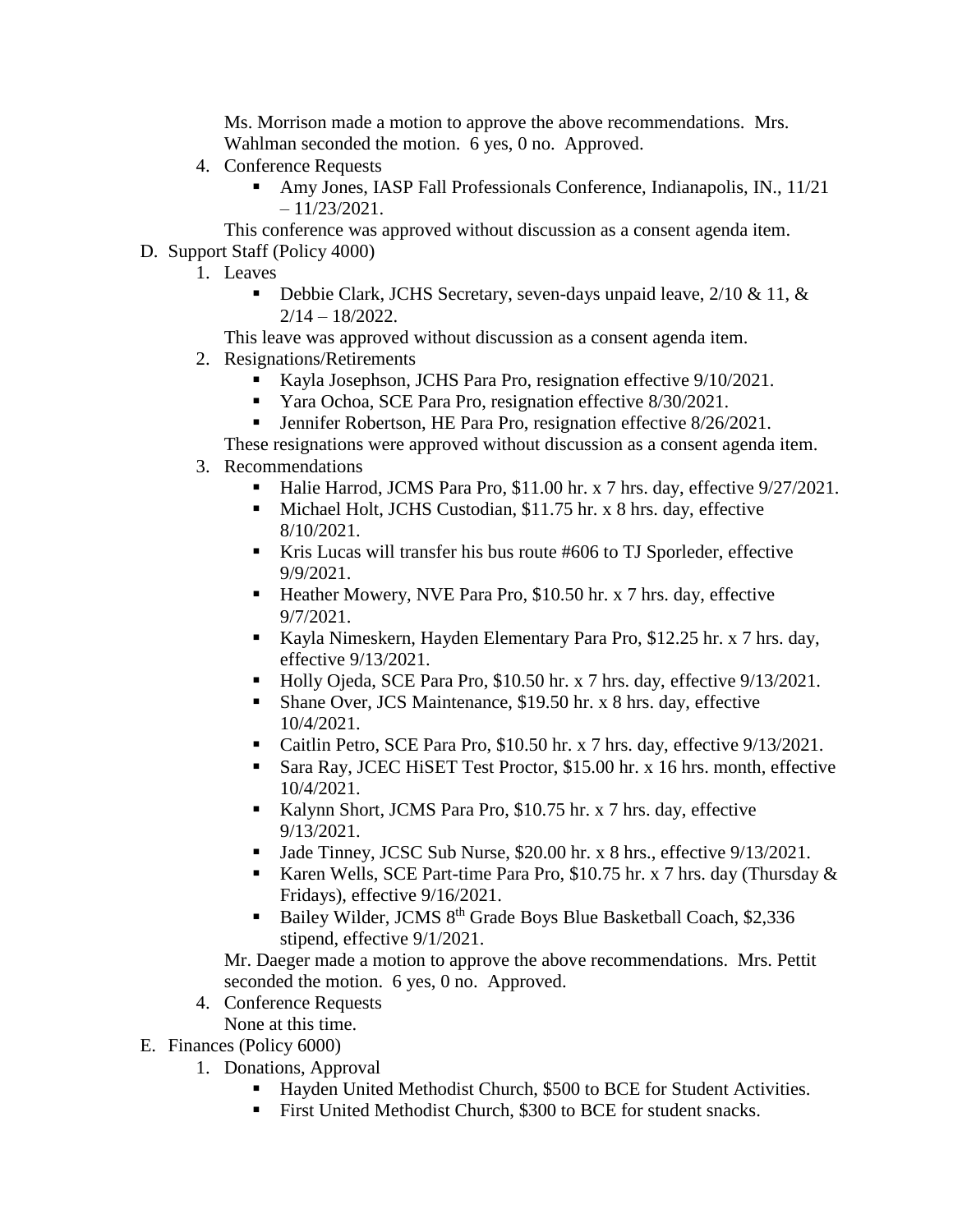Ms. Morrison made a motion to approve the above recommendations. Mrs. Wahlman seconded the motion. 6 yes, 0 no. Approved.

4. Conference Requests
   - Amy Jones, IASP Fall Professionals Conference, Indianapolis, IN., 11/21 – 11/23/2021.

   This conference was approved without discussion as a consent agenda item.

D. Support Staff (Policy 4000)

1. Leaves
   - Debbie Clark, JCHS Secretary, seven-days unpaid leave, 2/10 & 11, & 2/14 – 18/2022.

   This leave was approved without discussion as a consent agenda item.

2. Resignations/Retirements
   - Kayla Josephson, JCHS Para Pro, resignation effective 9/10/2021.
   - Yara Ochoa, SCE Para Pro, resignation effective 8/30/2021.
   - Jennifer Robertson, HE Para Pro, resignation effective 8/26/2021.

   These resignations were approved without discussion as a consent agenda item.

3. Recommendations
   - Halie Harrod, JCMS Para Pro, $11.00 hr. x 7 hrs. day, effective 9/27/2021.
   - Michael Holt, JCHS Custodian, $11.75 hr. x 8 hrs. day, effective 8/10/2021.
   - Kris Lucas will transfer his bus route #606 to TJ Sporleder, effective 9/9/2021.
   - Heather Mowery, NVE Para Pro, $10.50 hr. x 7 hrs. day, effective 9/7/2021.
   - Kayla Nimeskern, Hayden Elementary Para Pro, $12.25 hr. x 7 hrs. day, effective 9/13/2021.
   - Holly Ojeda, SCE Para Pro, $10.50 hr. x 7 hrs. day, effective 9/13/2021.
   - Shane Over, JCS Maintenance, $19.50 hr. x 8 hrs. day, effective 10/4/2021.
   - Caitlin Petro, SCE Para Pro, $10.50 hr. x 7 hrs. day, effective 9/13/2021.
   - Sara Ray, JCEC HiSET Test Proctor, $15.00 hr. x 16 hrs. month, effective 10/4/2021.
   - Kalynn Short, JCMS Para Pro, $10.75 hr. x 7 hrs. day, effective 9/13/2021.
   - Jade Tinney, JCSC Sub Nurse, $20.00 hr. x 8 hrs., effective 9/13/2021.
   - Karen Wells, SCE Part-time Para Pro, $10.75 hr. x 7 hrs. day (Thursday & Fridays), effective 9/16/2021.
   - Bailey Wilder, JCMS 8th Grade Boys Blue Basketball Coach, $2,336 stipend, effective 9/1/2021.

   Mr. Daeger made a motion to approve the above recommendations. Mrs. Pettit seconded the motion. 6 yes, 0 no. Approved.

4. Conference Requests

   None at this time.

E. Finances (Policy 6000)

1. Donations, Approval
   - Hayden United Methodist Church, $500 to BCE for Student Activities.
   - First United Methodist Church, $300 to BCE for student snacks.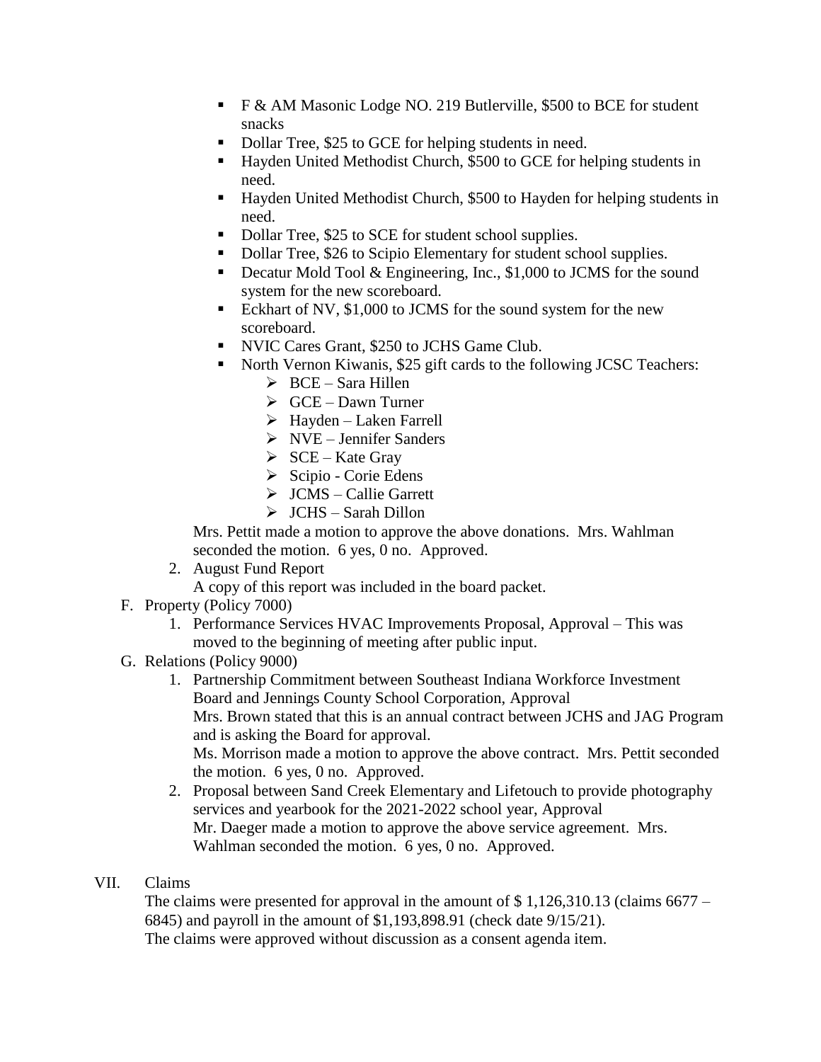- F & AM Masonic Lodge NO. 219 Butlerville, $500 to BCE for student snacks
- Dollar Tree, $25 to GCE for helping students in need.
- Hayden United Methodist Church, $500 to GCE for helping students in need.
- Hayden United Methodist Church, $500 to Hayden for helping students in need.
- Dollar Tree, $25 to SCE for student school supplies.
- Dollar Tree, $26 to Scipio Elementary for student school supplies.
- Decatur Mold Tool & Engineering, Inc., $1,000 to JCMS for the sound system for the new scoreboard.
- Eckhart of NV, $1,000 to JCMS for the sound system for the new scoreboard.
- NVIC Cares Grant, $250 to JCHS Game Club.
- North Vernon Kiwanis, $25 gift cards to the following JCSC Teachers:
  - BCE – Sara Hillen
  - GCE – Dawn Turner
  - Hayden – Laken Farrell
  - NVE – Jennifer Sanders
  - SCE – Kate Gray
  - Scipio - Corie Edens
  - JCMS – Callie Garrett
  - JCHS – Sarah Dillon

Mrs. Pettit made a motion to approve the above donations. Mrs. Wahlman seconded the motion. 6 yes, 0 no. Approved.

2. August Fund Report
   A copy of this report was included in the board packet.

F. Property (Policy 7000)
   1. Performance Services HVAC Improvements Proposal, Approval – This was moved to the beginning of meeting after public input.

G. Relations (Policy 9000)
   1. Partnership Commitment between Southeast Indiana Workforce Investment Board and Jennings County School Corporation, Approval
      Mrs. Brown stated that this is an annual contract between JCHS and JAG Program and is asking the Board for approval.
      Ms. Morrison made a motion to approve the above contract. Mrs. Pettit seconded the motion. 6 yes, 0 no. Approved.
   2. Proposal between Sand Creek Elementary and Lifetouch to provide photography services and yearbook for the 2021-2022 school year, Approval
      Mr. Daeger made a motion to approve the above service agreement. Mrs. Wahlman seconded the motion. 6 yes, 0 no. Approved.

VII. Claims

The claims were presented for approval in the amount of $ 1,126,310.13 (claims 6677 – 6845) and payroll in the amount of $1,193,898.91 (check date 9/15/21).
The claims were approved without discussion as a consent agenda item.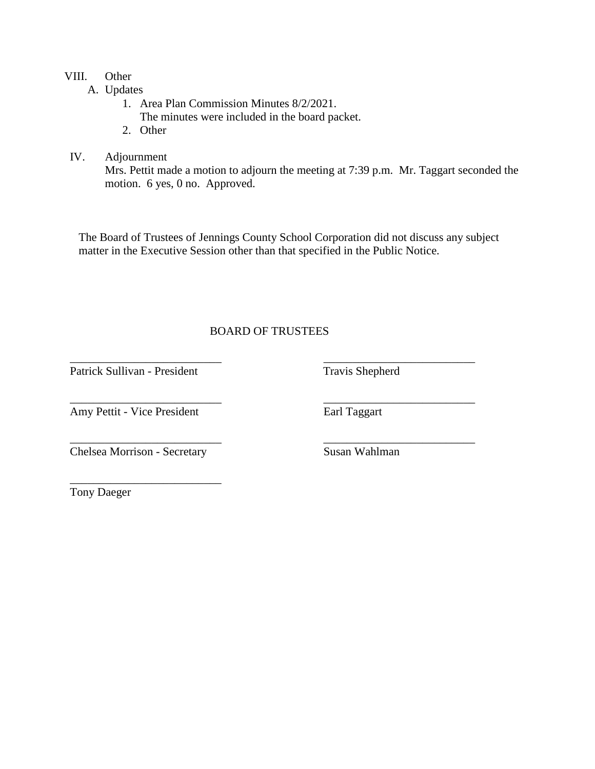VIII. Other

A. Updates

1. Area Plan Commission Minutes 8/2/2021.
   The minutes were included in the board packet.
2. Other

IV. Adjournment

Mrs. Pettit made a motion to adjourn the meeting at 7:39 p.m. Mr. Taggart seconded the motion. 6 yes, 0 no. Approved.

The Board of Trustees of Jennings County School Corporation did not discuss any subject matter in the Executive Session other than that specified in the Public Notice.

BOARD OF TRUSTEES

| | |
|---|---|
| ___________________________ | ___________________________ |
| Patrick Sullivan - President | Travis Shepherd |
| ___________________________ | ___________________________ |
| Amy Pettit - Vice President | Earl Taggart |
| ___________________________ | ___________________________ |
| Chelsea Morrison - Secretary | Susan Wahlman |
| ___________________________ | |
| Tony Daeger | |